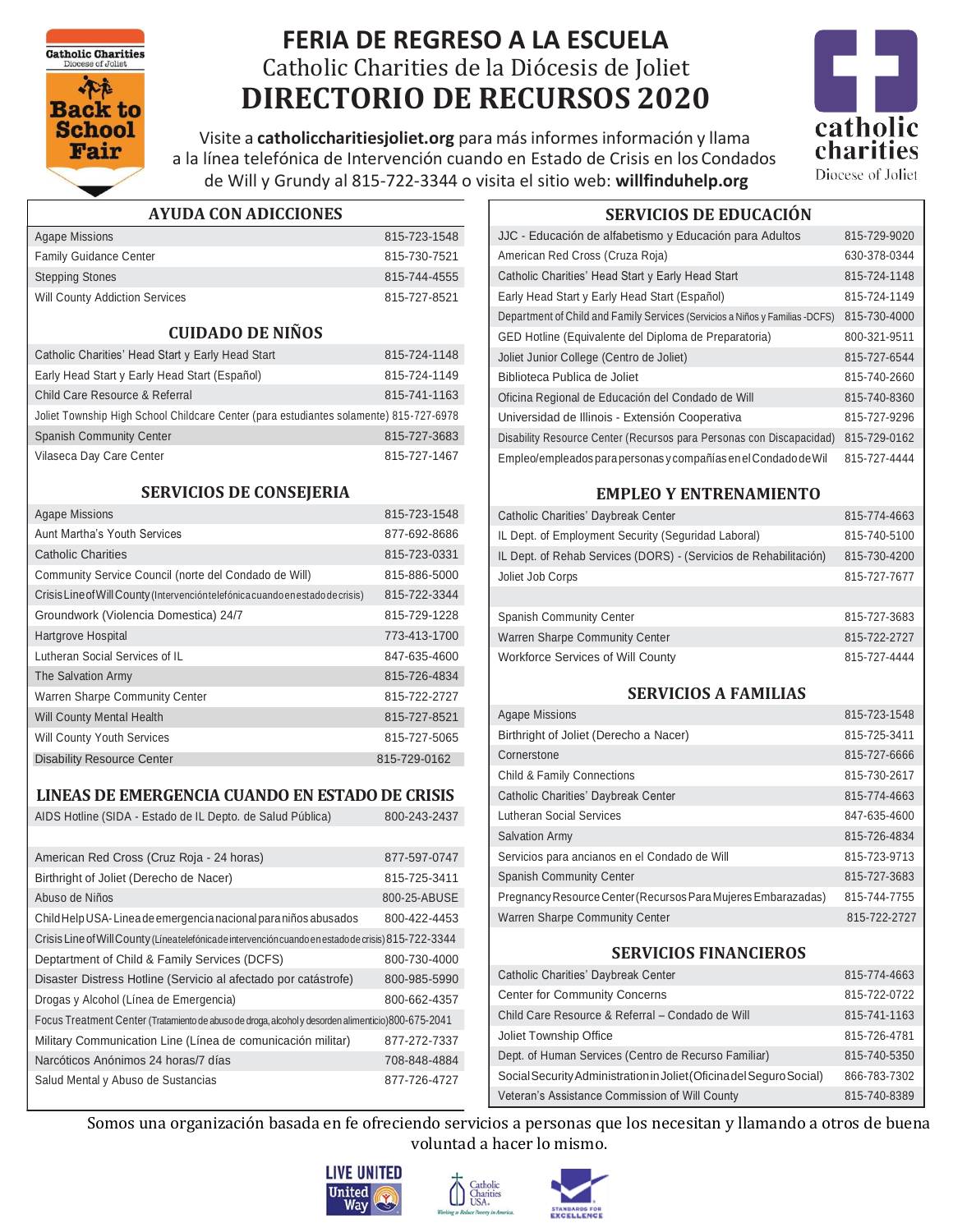# FERIA DE REGRESO A LA ESCUELA

Catholic Charities de la Diócesis de Joliet

# DIRECTORIO DE RECURSOS 2020

Visite a **catholiccharitiesjoliet.org** para más informes información y llama a la línea telefónica de Intervención cuando en Estado de Crisis en los Condados de Will y Grundy al 815-722-3344 o visita el sitio web: **willfinduhelp.org**

## AYUDA CON ADICCIONES

| | |
|---|---|
| Agape Missions | 815-723-1548 |
| Family Guidance Center | 815-730-7521 |
| Stepping Stones | 815-744-4555 |
| Will County Addiction Services | 815-727-8521 |

## CUIDADO DE NIÑOS

| | |
|---|---|
| Catholic Charities' Head Start y Early Head Start | 815-724-1148 |
| Early Head Start y Early Head Start (Español) | 815-724-1149 |
| Child Care Resource & Referral | 815-741-1163 |
| Joliet Township High School Childcare Center (para estudiantes solamente) | 815-727-6978 |
| Spanish Community Center | 815-727-3683 |
| Vilaseca Day Care Center | 815-727-1467 |

## SERVICIOS DE CONSEJERIA

| | |
|---|---|
| Agape Missions | 815-723-1548 |
| Aunt Martha's Youth Services | 877-692-8686 |
| Catholic Charities | 815-723-0331 |
| Community Service Council (norte del Condado de Will) | 815-886-5000 |
| Crisis Line of Will County (Intervención telefónica cuando en estado de crisis) | 815-722-3344 |
| Groundwork (Violencia Domestica) 24/7 | 815-729-1228 |
| Hartgrove Hospital | 773-413-1700 |
| Lutheran Social Services of IL | 847-635-4600 |
| The Salvation Army | 815-726-4834 |
| Warren Sharpe Community Center | 815-722-2727 |
| Will County Mental Health | 815-727-8521 |
| Will County Youth Services | 815-727-5065 |
| Disability Resource Center | 815-729-0162 |

## LINEAS DE EMERGENCIA CUANDO EN ESTADO DE CRISIS

| | |
|---|---|
| AIDS Hotline (SIDA - Estado de IL Depto. de Salud Pública) | 800-243-2437 |
| American Red Cross (Cruz Roja - 24 horas) | 877-597-0747 |
| Birthright of Joliet (Derecho de Nacer) | 815-725-3411 |
| Abuso de Niños | 800-25-ABUSE |
| Child Help USA - Linea de emergencia nacional para niños abusados | 800-422-4453 |
| Crisis Line of Will County (Línea telefónica de intervención cuando en estado de crisis) | 815-722-3344 |
| Deptartment of Child & Family Services (DCFS) | 800-730-4000 |
| Disaster Distress Hotline (Servicio al afectado por catástrofe) | 800-985-5990 |
| Drogas y Alcohol (Línea de Emergencia) | 800-662-4357 |
| Focus Treatment Center (Tratamiento de abuso de droga, alcohol y desorden alimenticio) | 800-675-2041 |
| Military Communication Line (Línea de comunicación militar) | 877-272-7337 |
| Narcóticos Anónimos 24 horas/7 días | 708-848-4884 |
| Salud Mental y Abuso de Sustancias | 877-726-4727 |

## SERVICIOS DE EDUCACIÓN

| | |
|---|---|
| JJC - Educación de alfabetismo y Educación para Adultos | 815-729-9020 |
| American Red Cross (Cruza Roja) | 630-378-0344 |
| Catholic Charities' Head Start y Early Head Start | 815-724-1148 |
| Early Head Start y Early Head Start (Español) | 815-724-1149 |
| Department of Child and Family Services (Servicios a Niños y Familias -DCFS) | 815-730-4000 |
| GED Hotline (Equivalente del Diploma de Preparatoria) | 800-321-9511 |
| Joliet Junior College (Centro de Joliet) | 815-727-6544 |
| Biblioteca Publica de Joliet | 815-740-2660 |
| Oficina Regional de Educación del Condado de Will | 815-740-8360 |
| Universidad de Illinois - Extensión Cooperativa | 815-727-9296 |
| Disability Resource Center (Recursos para Personas con Discapacidad) | 815-729-0162 |
| Empleo/empleados para personas y compañías en el Condado de Wil | 815-727-4444 |

## EMPLEO Y ENTRENAMIENTO

| | |
|---|---|
| Catholic Charities' Daybreak Center | 815-774-4663 |
| IL Dept. of Employment Security (Seguridad Laboral) | 815-740-5100 |
| IL Dept. of Rehab Services (DORS) - (Servicios de Rehabilitación) | 815-730-4200 |
| Joliet Job Corps | 815-727-7677 |
| Spanish Community Center | 815-727-3683 |
| Warren Sharpe Community Center | 815-722-2727 |
| Workforce Services of Will County | 815-727-4444 |

## SERVICIOS A FAMILIAS

| | |
|---|---|
| Agape Missions | 815-723-1548 |
| Birthright of Joliet (Derecho a Nacer) | 815-725-3411 |
| Cornerstone | 815-727-6666 |
| Child & Family Connections | 815-730-2617 |
| Catholic Charities' Daybreak Center | 815-774-4663 |
| Lutheran Social Services | 847-635-4600 |
| Salvation Army | 815-726-4834 |
| Servicios para ancianos en el Condado de Will | 815-723-9713 |
| Spanish Community Center | 815-727-3683 |
| Pregnancy Resource Center (Recursos Para Mujeres Embarazadas) | 815-744-7755 |
| Warren Sharpe Community Center | 815-722-2727 |

## SERVICIOS FINANCIEROS

| | |
|---|---|
| Catholic Charities' Daybreak Center | 815-774-4663 |
| Center for Community Concerns | 815-722-0722 |
| Child Care Resource & Referral – Condado de Will | 815-741-1163 |
| Joliet Township Office | 815-726-4781 |
| Dept. of Human Services (Centro de Recurso Familiar) | 815-740-5350 |
| Social Security Administration in Joliet (Oficina del Seguro Social) | 866-783-7302 |
| Veteran's Assistance Commission of Will County | 815-740-8389 |

Somos una organización basada en fe ofreciendo servicios a personas que los necesitan y llamando a otros de buena voluntad a hacer lo mismo.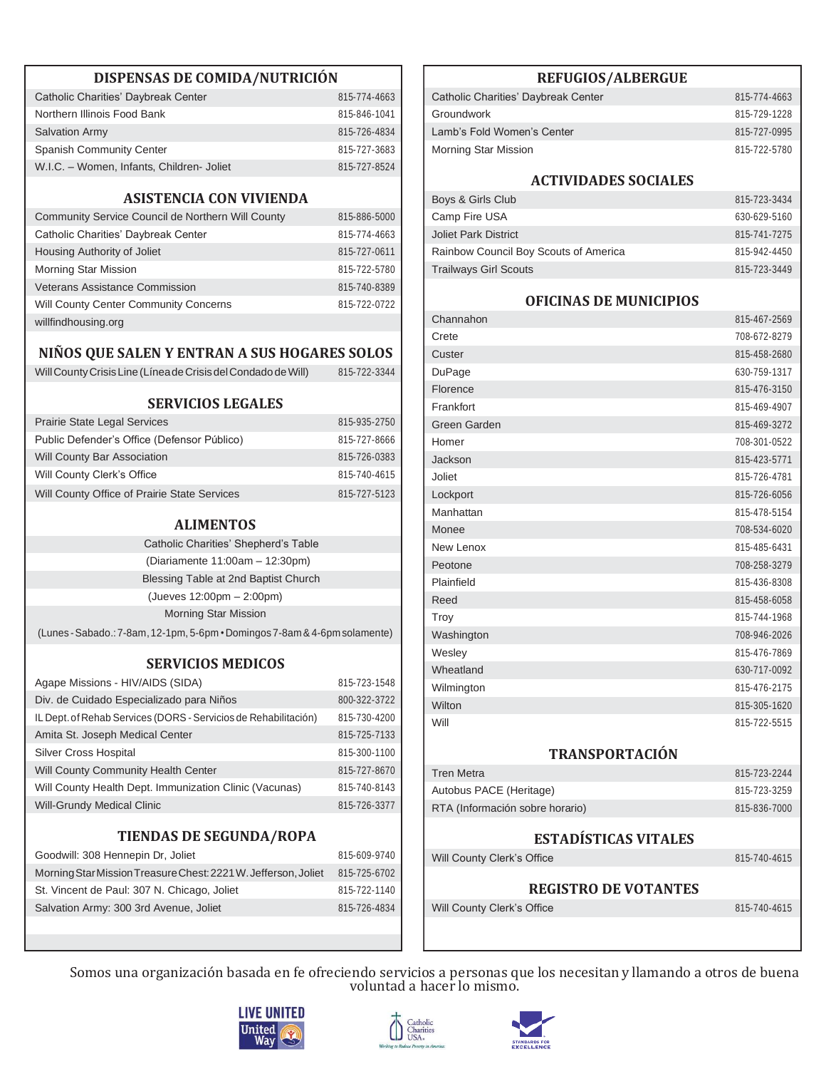## DISPENSAS DE COMIDA/NUTRICIÓN

| | |
|---|---|
| Catholic Charities' Daybreak Center | 815-774-4663 |
| Northern Illinois Food Bank | 815-846-1041 |
| Salvation Army | 815-726-4834 |
| Spanish Community Center | 815-727-3683 |
| W.I.C. – Women, Infants, Children- Joliet | 815-727-8524 |

## ASISTENCIA CON VIVIENDA

| | |
|---|---|
| Community Service Council de Northern Will County | 815-886-5000 |
| Catholic Charities' Daybreak Center | 815-774-4663 |
| Housing Authority of Joliet | 815-727-0611 |
| Morning Star Mission | 815-722-5780 |
| Veterans Assistance Commission | 815-740-8389 |
| Will County Center Community Concerns | 815-722-0722 |
| willfindhousing.org | |

## NIÑOS QUE SALEN Y ENTRAN A SUS HOGARES SOLOS

| | |
|---|---|
| Will County Crisis Line (Línea de Crisis del Condado de Will) | 815-722-3344 |

## SERVICIOS LEGALES

| | |
|---|---|
| Prairie State Legal Services | 815-935-2750 |
| Public Defender's Office (Defensor Público) | 815-727-8666 |
| Will County Bar Association | 815-726-0383 |
| Will County Clerk's Office | 815-740-4615 |
| Will County Office of Prairie State Services | 815-727-5123 |

## ALIMENTOS

Catholic Charities' Shepherd's Table
(Diariamente 11:00am – 12:30pm)

Blessing Table at 2nd Baptist Church
(Jueves 12:00pm – 2:00pm)

Morning Star Mission
(Lunes - Sabado.: 7-8am, 12-1pm, 5-6pm • Domingos 7-8am & 4-6pm solamente)

## SERVICIOS MEDICOS

| | |
|---|---|
| Agape Missions - HIV/AIDS (SIDA) | 815-723-1548 |
| Div. de Cuidado Especializado para Niños | 800-322-3722 |
| IL Dept. of Rehab Services (DORS - Servicios de Rehabilitación) | 815-730-4200 |
| Amita St. Joseph Medical Center | 815-725-7133 |
| Silver Cross Hospital | 815-300-1100 |
| Will County Community Health Center | 815-727-8670 |
| Will County Health Dept. Immunization Clinic (Vacunas) | 815-740-8143 |
| Will-Grundy Medical Clinic | 815-726-3377 |

## TIENDAS DE SEGUNDA/ROPA

| | |
|---|---|
| Goodwill: 308 Hennepin Dr, Joliet | 815-609-9740 |
| Morning Star Mission Treasure Chest: 2221 W. Jefferson, Joliet | 815-725-6702 |
| St. Vincent de Paul: 307 N. Chicago, Joliet | 815-722-1140 |
| Salvation Army: 300 3rd Avenue, Joliet | 815-726-4834 |

## REFUGIOS/ALBERGUE

| | |
|---|---|
| Catholic Charities' Daybreak Center | 815-774-4663 |
| Groundwork | 815-729-1228 |
| Lamb's Fold Women's Center | 815-727-0995 |
| Morning Star Mission | 815-722-5780 |

## ACTIVIDADES SOCIALES

| | |
|---|---|
| Boys & Girls Club | 815-723-3434 |
| Camp Fire USA | 630-629-5160 |
| Joliet Park District | 815-741-7275 |
| Rainbow Council Boy Scouts of America | 815-942-4450 |
| Trailways Girl Scouts | 815-723-3449 |

## OFICINAS DE MUNICIPIOS

| | |
|---|---|
| Channahon | 815-467-2569 |
| Crete | 708-672-8279 |
| Custer | 815-458-2680 |
| DuPage | 630-759-1317 |
| Florence | 815-476-3150 |
| Frankfort | 815-469-4907 |
| Green Garden | 815-469-3272 |
| Homer | 708-301-0522 |
| Jackson | 815-423-5771 |
| Joliet | 815-726-4781 |
| Lockport | 815-726-6056 |
| Manhattan | 815-478-5154 |
| Monee | 708-534-6020 |
| New Lenox | 815-485-6431 |
| Peotone | 708-258-3279 |
| Plainfield | 815-436-8308 |
| Reed | 815-458-6058 |
| Troy | 815-744-1968 |
| Washington | 708-946-2026 |
| Wesley | 815-476-7869 |
| Wheatland | 630-717-0092 |
| Wilmington | 815-476-2175 |
| Wilton | 815-305-1620 |
| Will | 815-722-5515 |

## TRANSPORTACIÓN

| | |
|---|---|
| Tren Metra | 815-723-2244 |
| Autobus PACE (Heritage) | 815-723-3259 |
| RTA (Información sobre horario) | 815-836-7000 |

## ESTADÍSTICAS VITALES

| | |
|---|---|
| Will County Clerk's Office | 815-740-4615 |

## REGISTRO DE VOTANTES

| | |
|---|---|
| Will County Clerk's Office | 815-740-4615 |

Somos una organización basada en fe ofreciendo servicios a personas que los necesitan y llamando a otros de buena voluntad a hacer lo mismo.

LIVE UNITED United Way

Catholic Charities USA. Working to Reduce Poverty in America.

STANDARDS FOR EXCELLENCE